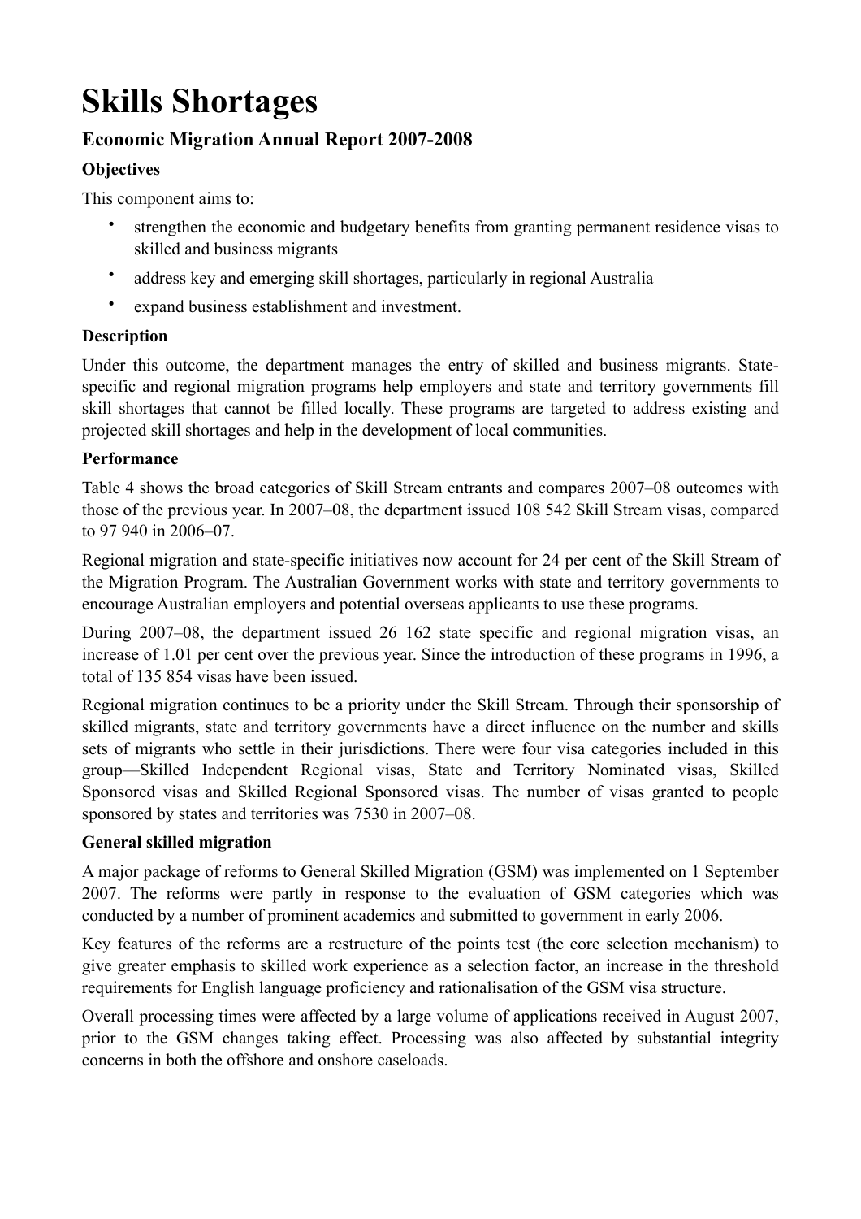# Skills Shortages

## Economic Migration Annual Report 2007-2008

### Objectives

This component aims to:

- strengthen the economic and budgetary benefits from granting permanent residence visas to skilled and business migrants
- address key and emerging skill shortages, particularly in regional Australia
- expand business establishment and investment.

### Description

Under this outcome, the department manages the entry of skilled and business migrants. State-specific and regional migration programs help employers and state and territory governments fill skill shortages that cannot be filled locally. These programs are targeted to address existing and projected skill shortages and help in the development of local communities.

### Performance

Table 4 shows the broad categories of Skill Stream entrants and compares 2007–08 outcomes with those of the previous year. In 2007–08, the department issued 108 542 Skill Stream visas, compared to 97 940 in 2006–07.

Regional migration and state-specific initiatives now account for 24 per cent of the Skill Stream of the Migration Program. The Australian Government works with state and territory governments to encourage Australian employers and potential overseas applicants to use these programs.

During 2007–08, the department issued 26 162 state specific and regional migration visas, an increase of 1.01 per cent over the previous year. Since the introduction of these programs in 1996, a total of 135 854 visas have been issued.

Regional migration continues to be a priority under the Skill Stream. Through their sponsorship of skilled migrants, state and territory governments have a direct influence on the number and skills sets of migrants who settle in their jurisdictions. There were four visa categories included in this group—Skilled Independent Regional visas, State and Territory Nominated visas, Skilled Sponsored visas and Skilled Regional Sponsored visas. The number of visas granted to people sponsored by states and territories was 7530 in 2007–08.

### General skilled migration

A major package of reforms to General Skilled Migration (GSM) was implemented on 1 September 2007. The reforms were partly in response to the evaluation of GSM categories which was conducted by a number of prominent academics and submitted to government in early 2006.

Key features of the reforms are a restructure of the points test (the core selection mechanism) to give greater emphasis to skilled work experience as a selection factor, an increase in the threshold requirements for English language proficiency and rationalisation of the GSM visa structure.

Overall processing times were affected by a large volume of applications received in August 2007, prior to the GSM changes taking effect. Processing was also affected by substantial integrity concerns in both the offshore and onshore caseloads.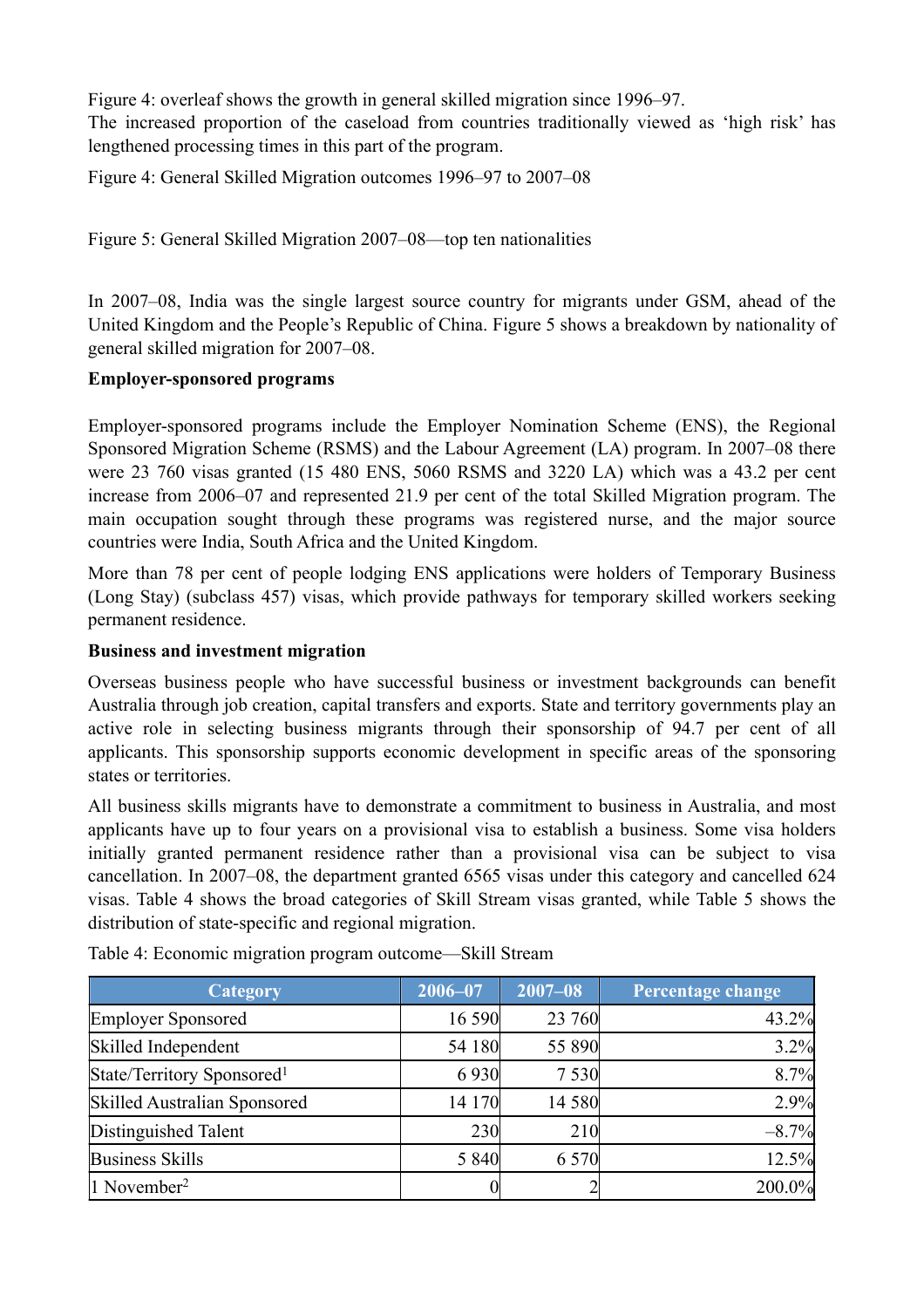Figure 4: overleaf shows the growth in general skilled migration since 1996–97.

The increased proportion of the caseload from countries traditionally viewed as 'high risk' has lengthened processing times in this part of the program.

Figure 4: General Skilled Migration outcomes 1996–97 to 2007–08

Figure 5: General Skilled Migration 2007–08—top ten nationalities

In 2007–08, India was the single largest source country for migrants under GSM, ahead of the United Kingdom and the People's Republic of China. Figure 5 shows a breakdown by nationality of general skilled migration for 2007–08.

**Employer-sponsored programs**

Employer-sponsored programs include the Employer Nomination Scheme (ENS), the Regional Sponsored Migration Scheme (RSMS) and the Labour Agreement (LA) program. In 2007–08 there were 23 760 visas granted (15 480 ENS, 5060 RSMS and 3220 LA) which was a 43.2 per cent increase from 2006–07 and represented 21.9 per cent of the total Skilled Migration program. The main occupation sought through these programs was registered nurse, and the major source countries were India, South Africa and the United Kingdom.

More than 78 per cent of people lodging ENS applications were holders of Temporary Business (Long Stay) (subclass 457) visas, which provide pathways for temporary skilled workers seeking permanent residence.

**Business and investment migration**

Overseas business people who have successful business or investment backgrounds can benefit Australia through job creation, capital transfers and exports. State and territory governments play an active role in selecting business migrants through their sponsorship of 94.7 per cent of all applicants. This sponsorship supports economic development in specific areas of the sponsoring states or territories.

All business skills migrants have to demonstrate a commitment to business in Australia, and most applicants have up to four years on a provisional visa to establish a business. Some visa holders initially granted permanent residence rather than a provisional visa can be subject to visa cancellation. In 2007–08, the department granted 6565 visas under this category and cancelled 624 visas. Table 4 shows the broad categories of Skill Stream visas granted, while Table 5 shows the distribution of state-specific and regional migration.

Table 4: Economic migration program outcome—Skill Stream

| Category | 2006–07 | 2007–08 | Percentage change |
|---|---|---|---|
| Employer Sponsored | 16 590 | 23 760 | 43.2% |
| Skilled Independent | 54 180 | 55 890 | 3.2% |
| State/Territory Sponsored[1] | 6 930 | 7 530 | 8.7% |
| Skilled Australian Sponsored | 14 170 | 14 580 | 2.9% |
| Distinguished Talent | 230 | 210 | –8.7% |
| Business Skills | 5 840 | 6 570 | 12.5% |
| 1 November[2] | 0 | 2 | 200.0% |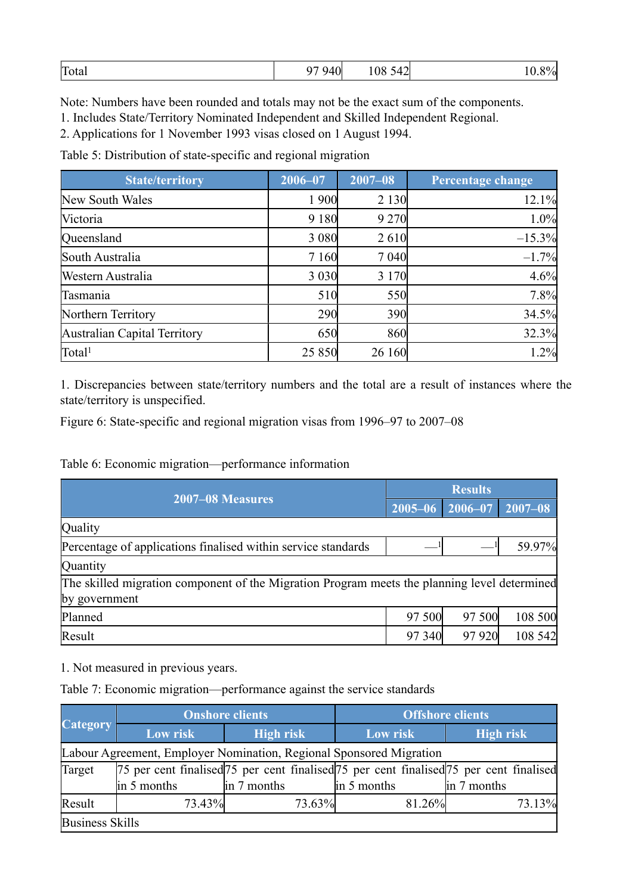| Total | 97 940 | 108 542 | 10.8% |
|---|---|---|---|

Note: Numbers have been rounded and totals may not be the exact sum of the components.

1. Includes State/Territory Nominated Independent and Skilled Independent Regional.
2. Applications for 1 November 1993 visas closed on 1 August 1994.

Table 5: Distribution of state-specific and regional migration

| State/territory | 2006–07 | 2007–08 | Percentage change |
|---|---|---|---|
| New South Wales | 1 900 | 2 130 | 12.1% |
| Victoria | 9 180 | 9 270 | 1.0% |
| Queensland | 3 080 | 2 610 | –15.3% |
| South Australia | 7 160 | 7 040 | –1.7% |
| Western Australia | 3 030 | 3 170 | 4.6% |
| Tasmania | 510 | 550 | 7.8% |
| Northern Territory | 290 | 390 | 34.5% |
| Australian Capital Territory | 650 | 860 | 32.3% |
| Total[1] | 25 850 | 26 160 | 1.2% |

1. Discrepancies between state/territory numbers and the total are a result of instances where the state/territory is unspecified.

Figure 6: State-specific and regional migration visas from 1996–97 to 2007–08

Table 6: Economic migration—performance information

| 2007–08 Measures | Results | | |
|---|---|---|---|
| | 2005–06 | 2006–07 | 2007–08 |
| Quality | | | |
| Percentage of applications finalised within service standards | —[1] | —[1] | 59.97% |
| Quantity | | | |
| The skilled migration component of the Migration Program meets the planning level determined by government | | | |
| Planned | 97 500 | 97 500 | 108 500 |
| Result | 97 340 | 97 920 | 108 542 |

1. Not measured in previous years.

Table 7: Economic migration—performance against the service standards

| Category | Onshore clients | | Offshore clients | |
|---|---|---|---|---|
| | Low risk | High risk | Low risk | High risk |
| Labour Agreement, Employer Nomination, Regional Sponsored Migration | | | | |
| Target | 75 per cent finalised in 5 months | 75 per cent finalised in 7 months | 75 per cent finalised in 5 months | 75 per cent finalised in 7 months |
| Result | 73.43% | 73.63% | 81.26% | 73.13% |
| Business Skills | | | | |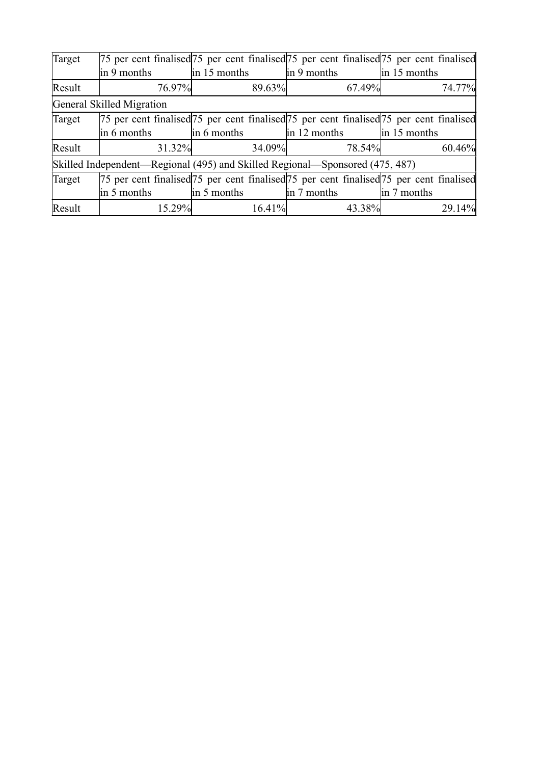| | | | | |
|---|---|---|---|---|
| Target | 75 per cent finalised in 9 months | 75 per cent finalised in 15 months | 75 per cent finalised in 9 months | 75 per cent finalised in 15 months |
| Result | 76.97% | 89.63% | 67.49% | 74.77% |
| General Skilled Migration | | | | |
| Target | 75 per cent finalised in 6 months | 75 per cent finalised in 6 months | 75 per cent finalised in 12 months | 75 per cent finalised in 15 months |
| Result | 31.32% | 34.09% | 78.54% | 60.46% |
| Skilled Independent—Regional (495) and Skilled Regional—Sponsored (475, 487) | | | | |
| Target | 75 per cent finalised in 5 months | 75 per cent finalised in 5 months | 75 per cent finalised in 7 months | 75 per cent finalised in 7 months |
| Result | 15.29% | 16.41% | 43.38% | 29.14% |